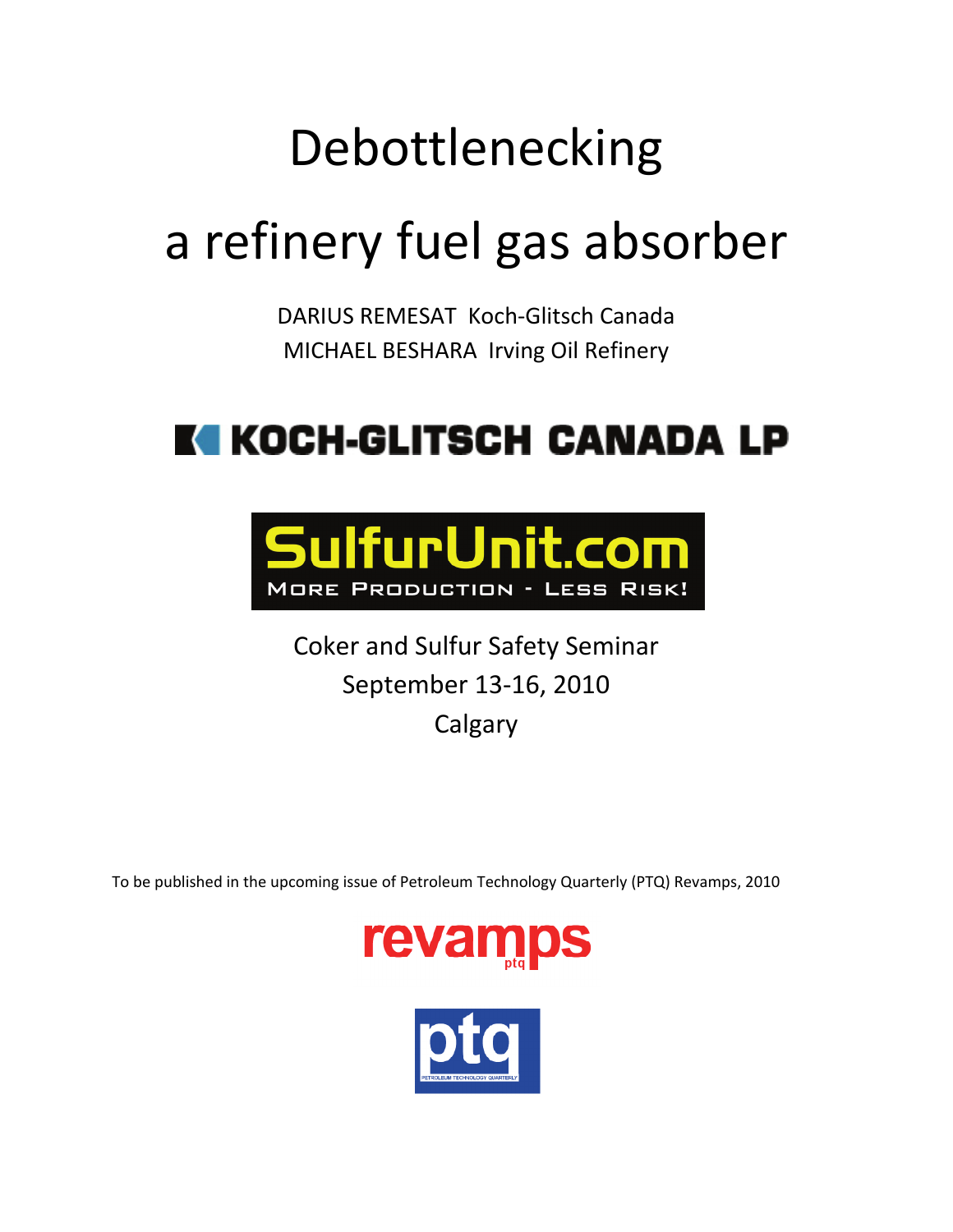# Debottlenecking

# a refinery fuel gas absorber

DARIUS REMESAT Koch-Glitsch Canada
MICHAEL BESHARA Irving Oil Refinery

KOCH-GLITSCH CANADA LP

SulfurUnit.com
MORE PRODUCTION - LESS RISK!

Coker and Sulfur Safety Seminar
September 13-16, 2010
Calgary

To be published in the upcoming issue of Petroleum Technology Quarterly (PTQ) Revamps, 2010

revamps ptq

ptq
PETROLEUM TECHNOLOGY QUARTERLY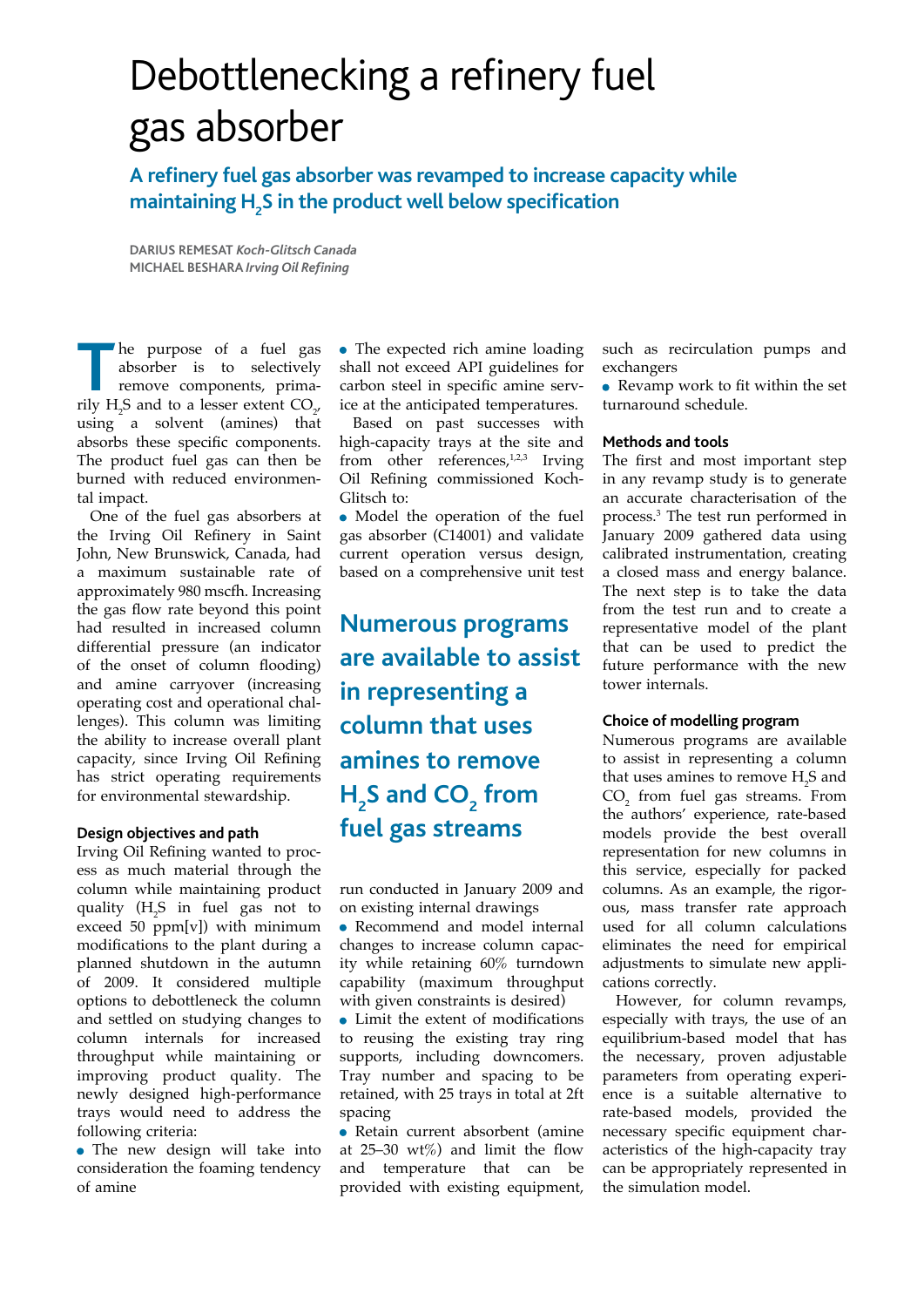# Debottlenecking a refinery fuel gas absorber

## A refinery fuel gas absorber was revamped to increase capacity while maintaining $H_2S$ in the product well below specification

**DARIUS REMESAT** *Koch-Glitsch Canada*
**MICHAEL BESHARA** *Irving Oil Refining*

The purpose of a fuel gas absorber is to selectively remove components, primarily $H_2S$ and to a lesser extent $CO_2$, using a solvent (amines) that absorbs these specific components. The product fuel gas can then be burned with reduced environmental impact.

One of the fuel gas absorbers at the Irving Oil Refinery in Saint John, New Brunswick, Canada, had a maximum sustainable rate of approximately 980 mscfh. Increasing the gas flow rate beyond this point had resulted in increased column differential pressure (an indicator of the onset of column flooding) and amine carryover (increasing operating cost and operational challenges). This column was limiting the ability to increase overall plant capacity, since Irving Oil Refining has strict operating requirements for environmental stewardship.

### Design objectives and path

Irving Oil Refining wanted to process as much material through the column while maintaining product quality ($H_2S$ in fuel gas not to exceed 50 ppm[v]) with minimum modifications to the plant during a planned shutdown in the autumn of 2009. It considered multiple options to debottleneck the column and settled on studying changes to column internals for increased throughput while maintaining or improving product quality. The newly designed high-performance trays would need to address the following criteria:

- The new design will take into consideration the foaming tendency of amine
- The expected rich amine loading shall not exceed API guidelines for carbon steel in specific amine service at the anticipated temperatures.

Based on past successes with high-capacity trays at the site and from other references,[1,2,3] Irving Oil Refining commissioned Koch-Glitsch to:

- Model the operation of the fuel gas absorber (C14001) and validate current operation versus design, based on a comprehensive unit test run conducted in January 2009 and on existing internal drawings
- Recommend and model internal changes to increase column capacity while retaining 60% turndown capability (maximum throughput with given constraints is desired)
- Limit the extent of modifications to reusing the existing tray ring supports, including downcomers. Tray number and spacing to be retained, with 25 trays in total at 2ft spacing
- Retain current absorbent (amine at 25–30 wt%) and limit the flow and temperature that can be provided with existing equipment, such as recirculation pumps and exchangers
- Revamp work to fit within the set turnaround schedule.

> Numerous programs are available to assist in representing a column that uses amines to remove $H_2S$ and $CO_2$ from fuel gas streams

### Methods and tools

The first and most important step in any revamp study is to generate an accurate characterisation of the process.[3] The test run performed in January 2009 gathered data using calibrated instrumentation, creating a closed mass and energy balance. The next step is to take the data from the test run and to create a representative model of the plant that can be used to predict the future performance with the new tower internals.

### Choice of modelling program

Numerous programs are available to assist in representing a column that uses amines to remove $H_2S$ and $CO_2$ from fuel gas streams. From the authors' experience, rate-based models provide the best overall representation for new columns in this service, especially for packed columns. As an example, the rigorous, mass transfer rate approach used for all column calculations eliminates the need for empirical adjustments to simulate new applications correctly.

However, for column revamps, especially with trays, the use of an equilibrium-based model that has the necessary, proven adjustable parameters from operating experience is a suitable alternative to rate-based models, provided the necessary specific equipment characteristics of the high-capacity tray can be appropriately represented in the simulation model.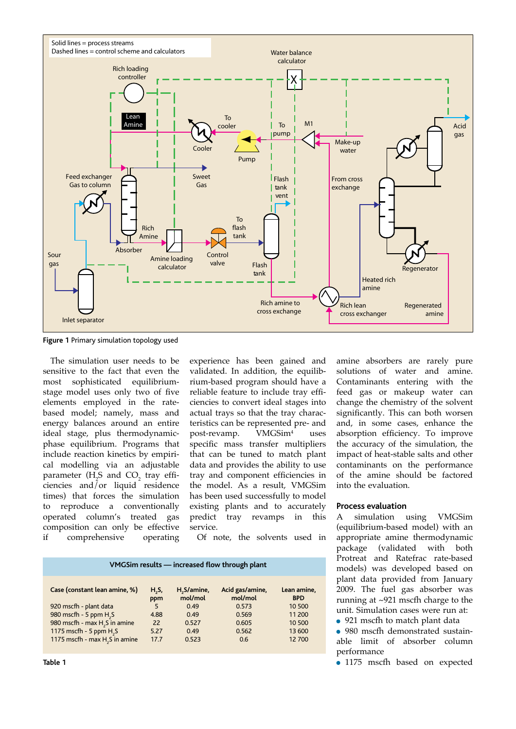Figure 1 Primary simulation topology used

The simulation user needs to be sensitive to the fact that even the most sophisticated equilibrium-stage model uses only two of five elements employed in the rate-based model; namely, mass and energy balances around an entire ideal stage, plus thermodynamic-phase equilibrium. Programs that include reaction kinetics by empirical modelling via an adjustable parameter ($H_2S$ and $CO_2$ tray efficiencies and/or liquid residence times) that forces the simulation to reproduce a conventionally operated column's treated gas composition can only be effective if comprehensive operating experience has been gained and validated. In addition, the equilibrium-based program should have a reliable feature to include tray efficiencies to convert ideal stages into actual trays so that the tray characteristics can be represented pre- and post-revamp. VMGSim[4] uses specific mass transfer multipliers that can be tuned to match plant data and provides the ability to use tray and component efficiencies in the model. As a result, VMGSim has been used successfully to model existing plants and to accurately predict tray revamps in this service.

Of note, the solvents used in amine absorbers are rarely pure solutions of water and amine. Contaminants entering with the feed gas or makeup water can change the chemistry of the solvent significantly. This can both worsen and, in some cases, enhance the absorption efficiency. To improve the accuracy of the simulation, the impact of heat-stable salts and other contaminants on the performance of the amine should be factored into the evaluation.

## Process evaluation

A simulation using VMGSim (equilibrium-based model) with an appropriate amine thermodynamic package (validated with both Protreat and Ratefrac rate-based models) was developed based on plant data provided from January 2009. The fuel gas absorber was running at ~921 mscfh charge to the unit. Simulation cases were run at:

- 921 mscfh to match plant data
- 980 mscfh demonstrated sustainable limit of absorber column performance
- 1175 mscfh based on expected

**VMGSim results — increased flow through plant**

| Case (constant lean amine, %) | $H_2S$, ppm | $H_2S$/amine, mol/mol | Acid gas/amine, mol/mol | Lean amine, BPD |
|---|---|---|---|---|
| 920 mscfh - plant data | 5 | 0.49 | 0.573 | 10 500 |
| 980 mscfh - 5 ppm $H_2S$ | 4.88 | 0.49 | 0.569 | 11 200 |
| 980 mscfh - max $H_2S$ in amine | 22 | 0.527 | 0.605 | 10 500 |
| 1175 mscfh - 5 ppm $H_2S$ | 5.27 | 0.49 | 0.562 | 13 600 |
| 1175 mscfh - max $H_2S$ in amine | 17.7 | 0.523 | 0.6 | 12 700 |

Table 1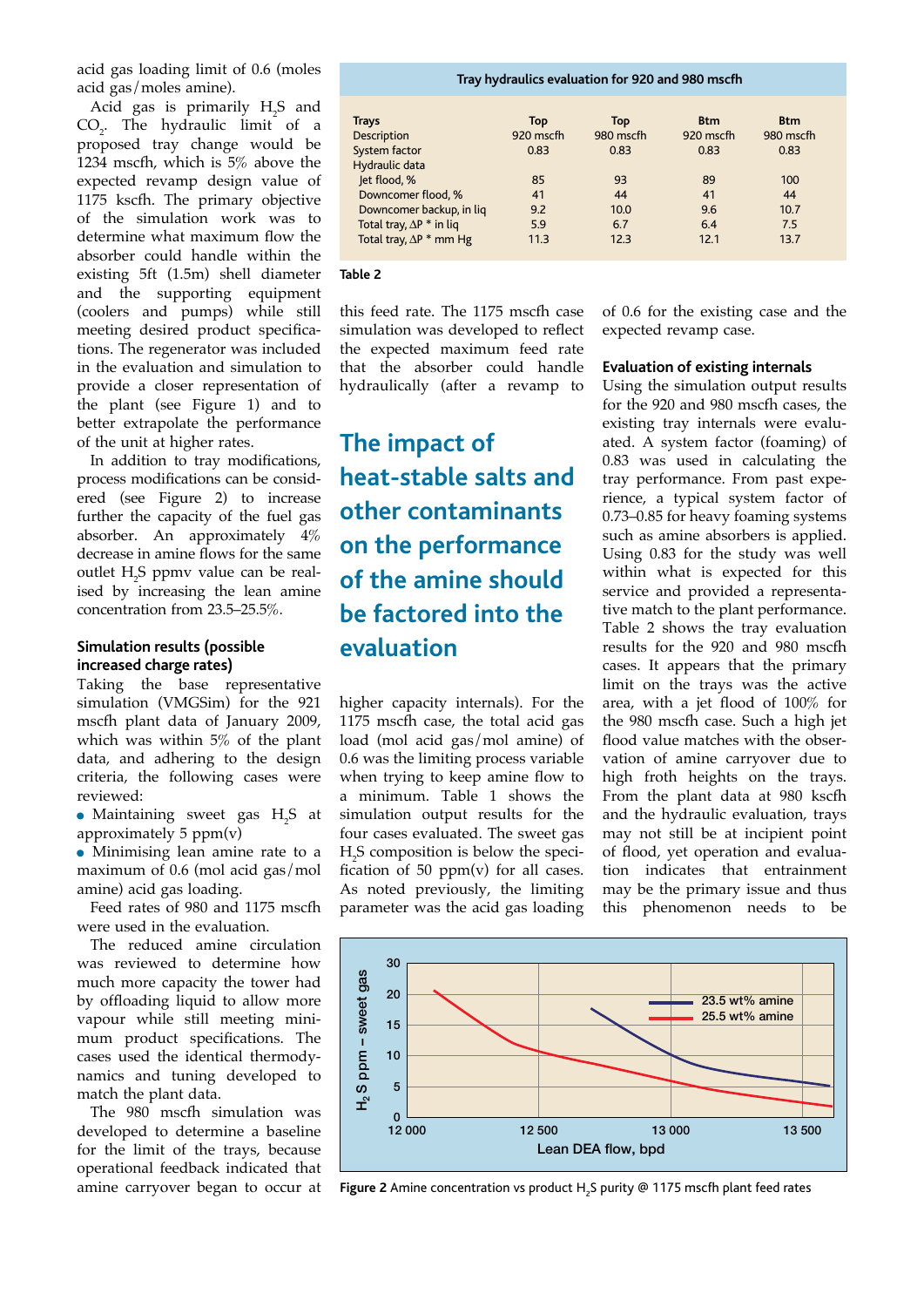acid gas loading limit of 0.6 (moles acid gas/moles amine).

Acid gas is primarily $H_2S$ and $CO_2$. The hydraulic limit of a proposed tray change would be 1234 mscfh, which is 5% above the expected revamp design value of 1175 kscfh. The primary objective of the simulation work was to determine what maximum flow the absorber could handle within the existing 5ft (1.5m) shell diameter and the supporting equipment (coolers and pumps) while still meeting desired product specifications. The regenerator was included in the evaluation and simulation to provide a closer representation of the plant (see Figure 1) and to better extrapolate the performance of the unit at higher rates.

In addition to tray modifications, process modifications can be considered (see Figure 2) to increase further the capacity of the fuel gas absorber. An approximately 4% decrease in amine flows for the same outlet $H_2S$ ppmv value can be realised by increasing the lean amine concentration from 23.5–25.5%.

### Simulation results (possible increased charge rates)

Taking the base representative simulation (VMGSim) for the 921 mscfh plant data of January 2009, which was within 5% of the plant data, and adhering to the design criteria, the following cases were reviewed:

- Maintaining sweet gas $H_2S$ at approximately 5 ppm(v)
- Minimising lean amine rate to a maximum of 0.6 (mol acid gas/mol amine) acid gas loading.

Feed rates of 980 and 1175 mscfh were used in the evaluation.

The reduced amine circulation was reviewed to determine how much more capacity the tower had by offloading liquid to allow more vapour while still meeting minimum product specifications. The cases used the identical thermodynamics and tuning developed to match the plant data.

The 980 mscfh simulation was developed to determine a baseline for the limit of the trays, because operational feedback indicated that amine carryover began to occur at this feed rate. The 1175 mscfh case simulation was developed to reflect the expected maximum feed rate that the absorber could handle hydraulically (after a revamp to higher capacity internals). For the 1175 mscfh case, the total acid gas load (mol acid gas/mol amine) of 0.6 was the limiting process variable when trying to keep amine flow to a minimum. Table 1 shows the simulation output results for the four cases evaluated. The sweet gas $H_2S$ composition is below the specification of 50 ppm(v) for all cases. As noted previously, the limiting parameter was the acid gas loading of 0.6 for the existing case and the expected revamp case.

**The impact of heat-stable salts and other contaminants on the performance of the amine should be factored into the evaluation**

| Tray hydraulics evaluation for 920 and 980 mscfh | | | | |
|---|---|---|---|---|
| **Trays** | **Top** | **Top** | **Btm** | **Btm** |
| Description | 920 mscfh | 980 mscfh | 920 mscfh | 980 mscfh |
| System factor | 0.83 | 0.83 | 0.83 | 0.83 |
| Hydraulic data | | | | |
| Jet flood, % | 85 | 93 | 89 | 100 |
| Downcomer flood, % | 41 | 44 | 41 | 44 |
| Downcomer backup, in liq | 9.2 | 10.0 | 9.6 | 10.7 |
| Total tray, ΔP * in liq | 5.9 | 6.7 | 6.4 | 7.5 |
| Total tray, ΔP * mm Hg | 11.3 | 12.3 | 12.1 | 13.7 |

**Table 2**

### Evaluation of existing internals

Using the simulation output results for the 920 and 980 mscfh cases, the existing tray internals were evaluated. A system factor (foaming) of 0.83 was used in calculating the tray performance. From past experience, a typical system factor of 0.73–0.85 for heavy foaming systems such as amine absorbers is applied. Using 0.83 for the study was well within what is expected for this service and provided a representative match to the plant performance. Table 2 shows the tray evaluation results for the 920 and 980 mscfh cases. It appears that the primary limit on the trays was the active area, with a jet flood of 100% for the 980 mscfh case. Such a high jet flood value matches with the observation of amine carryover due to high froth heights on the trays. From the plant data at 980 kscfh and the hydraulic evaluation, trays may not still be at incipient point of flood, yet operation and evaluation indicates that entrainment may be the primary issue and thus this phenomenon needs to be

**Figure 2** Amine concentration vs product $H_2S$ purity @ 1175 mscfh plant feed rates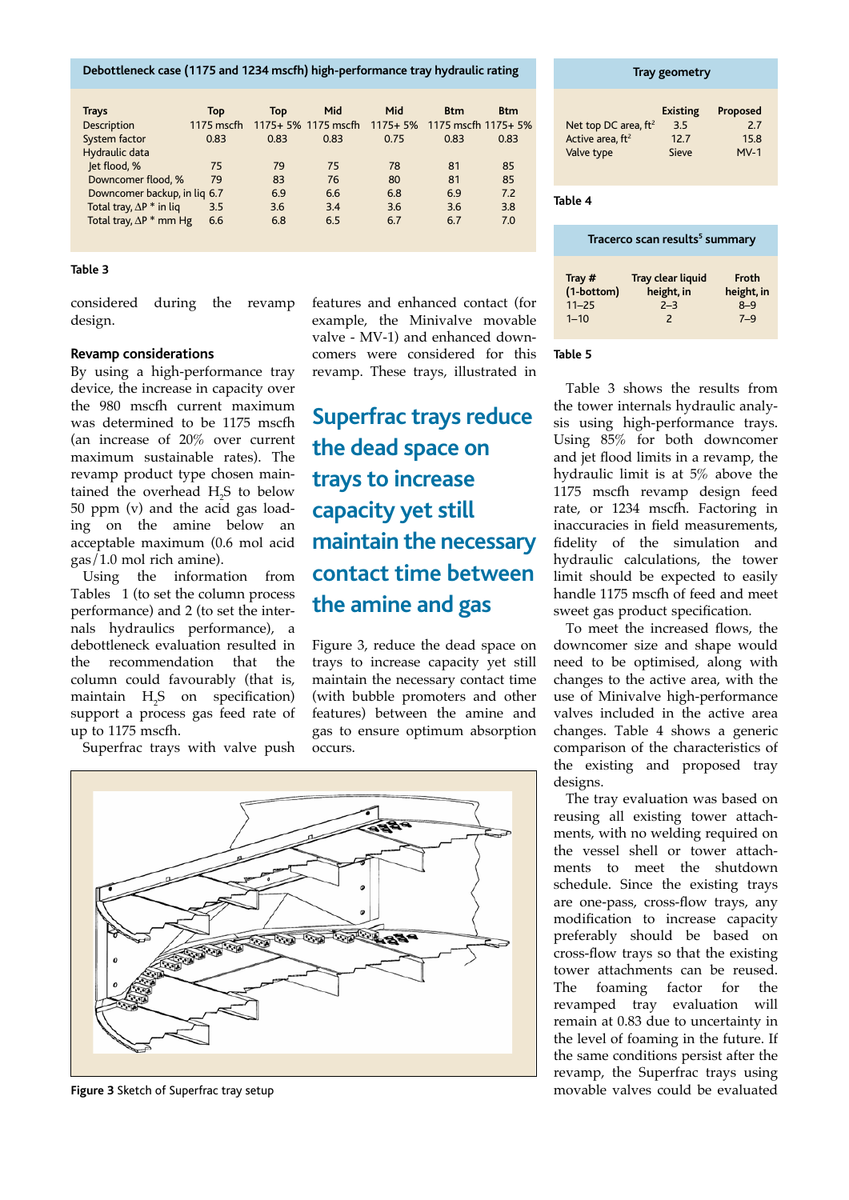| Debottleneck case (1175 and 1234 mscfh) high-performance tray hydraulic rating | | | | | | |
|---|---|---|---|---|---|---|
| Trays | Top | Top | Mid | Mid | Btm | Btm |
| Description | 1175 mscfh | 1175+ 5% | 1175 mscfh | 1175+ 5% | 1175 mscfh | 1175+ 5% |
| System factor | 0.83 | 0.83 | 0.83 | 0.75 | 0.83 | 0.83 |
| Hydraulic data | | | | | | |
| Jet flood, % | 75 | 79 | 75 | 78 | 81 | 85 |
| Downcomer flood, % | 79 | 83 | 76 | 80 | 81 | 85 |
| Downcomer backup, in liq | 6.7 | 6.9 | 6.6 | 6.8 | 6.9 | 7.2 |
| Total tray, ΔP * in liq | 3.5 | 3.6 | 3.4 | 3.6 | 3.6 | 3.8 |
| Total tray, ΔP * mm Hg | 6.6 | 6.8 | 6.5 | 6.7 | 6.7 | 7.0 |

**Table 3**

| Tray geometry | | |
|---|---|---|
| | Existing | Proposed |
| Net top DC area, ft² | 3.5 | 2.7 |
| Active area, ft² | 12.7 | 15.8 |
| Valve type | Sieve | MV-1 |

**Table 4**

| Tracerco scan results[5] summary | | |
|---|---|---|
| Tray # (1-bottom) | Tray clear liquid height, in | Froth height, in |
| 11–25 | 2–3 | 8–9 |
| 1–10 | 2 | 7–9 |

**Table 5**

considered during the revamp design.

### Revamp considerations

By using a high-performance tray device, the increase in capacity over the 980 mscfh current maximum was determined to be 1175 mscfh (an increase of 20% over current maximum sustainable rates). The revamp product type chosen maintained the overhead $H_2S$ to below 50 ppm (v) and the acid gas loading on the amine below an acceptable maximum (0.6 mol acid gas/1.0 mol rich amine).

Using the information from Tables 1 (to set the column process performance) and 2 (to set the internals hydraulics performance), a debottleneck evaluation resulted in the recommendation that the column could favourably (that is, maintain $H_2S$ on specification) support a process gas feed rate of up to 1175 mscfh.

Superfrac trays with valve push features and enhanced contact (for example, the Minivalve movable valve - MV-1) and enhanced downcomers were considered for this revamp. These trays, illustrated in Figure 3, reduce the dead space on trays to increase capacity yet still maintain the necessary contact time (with bubble promoters and other features) between the amine and gas to ensure optimum absorption occurs.

**Superfrac trays reduce the dead space on trays to increase capacity yet still maintain the necessary contact time between the amine and gas**

**Figure 3** Sketch of Superfrac tray setup

Table 3 shows the results from the tower internals hydraulic analysis using high-performance trays. Using 85% for both downcomer and jet flood limits in a revamp, the hydraulic limit is at 5% above the 1175 mscfh revamp design feed rate, or 1234 mscfh. Factoring in inaccuracies in field measurements, fidelity of the simulation and hydraulic calculations, the tower limit should be expected to easily handle 1175 mscfh of feed and meet sweet gas product specification.

To meet the increased flows, the downcomer size and shape would need to be optimised, along with changes to the active area, with the use of Minivalve high-performance valves included in the active area changes. Table 4 shows a generic comparison of the characteristics of the existing and proposed tray designs.

The tray evaluation was based on reusing all existing tower attachments, with no welding required on the vessel shell or tower attachments to meet the shutdown schedule. Since the existing trays are one-pass, cross-flow trays, any modification to increase capacity preferably should be based on cross-flow trays so that the existing tower attachments can be reused. The foaming factor for the revamped tray evaluation will remain at 0.83 due to uncertainty in the level of foaming in the future. If the same conditions persist after the revamp, the Superfrac trays using movable valves could be evaluated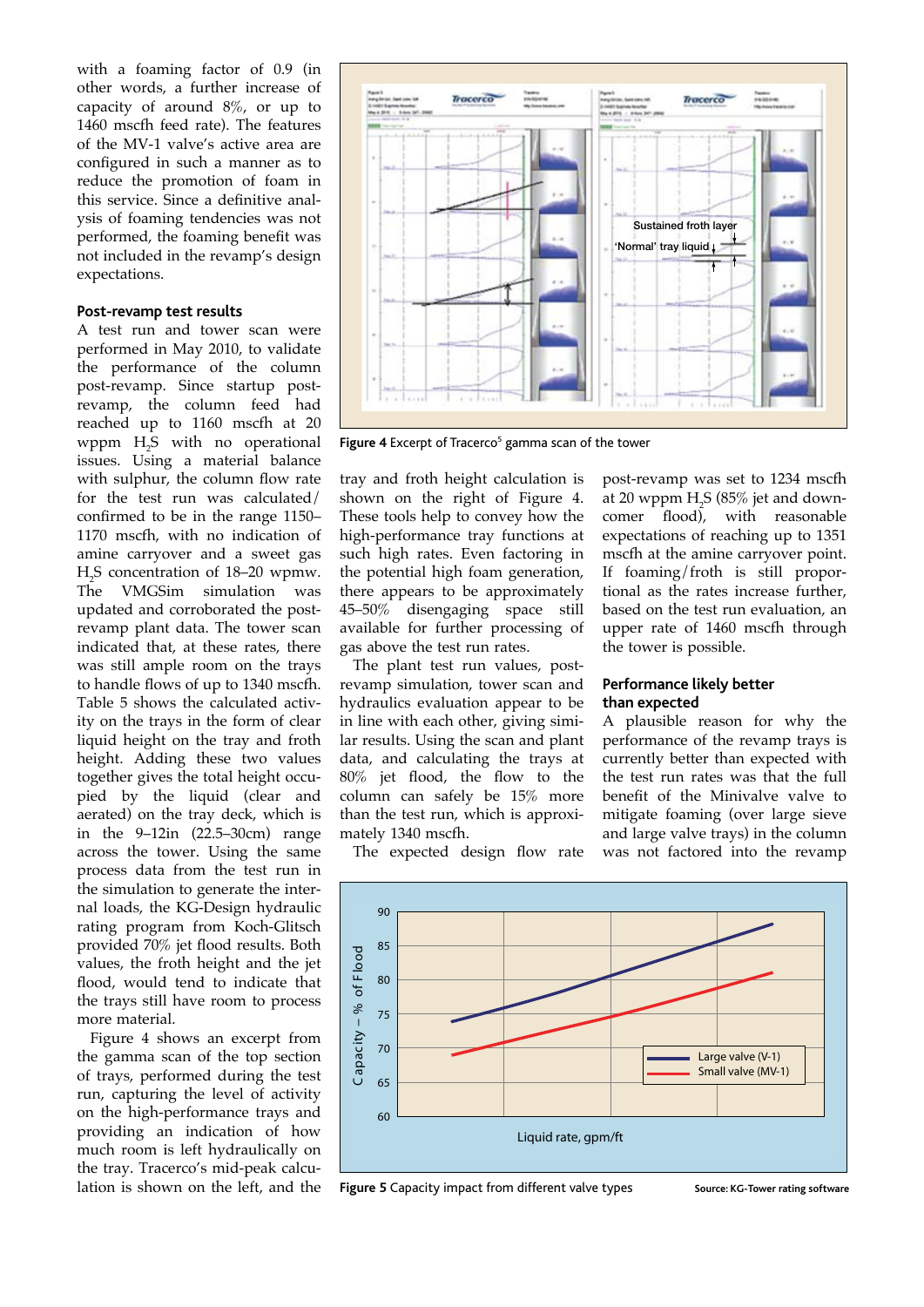with a foaming factor of 0.9 (in other words, a further increase of capacity of around 8%, or up to 1460 mscfh feed rate). The features of the MV-1 valve's active area are configured in such a manner as to reduce the promotion of foam in this service. Since a definitive analysis of foaming tendencies was not performed, the foaming benefit was not included in the revamp's design expectations.

## Post-revamp test results

A test run and tower scan were performed in May 2010, to validate the performance of the column post-revamp. Since startup post-revamp, the column feed had reached up to 1160 mscfh at 20 wppm $H_2S$ with no operational issues. Using a material balance with sulphur, the column flow rate for the test run was calculated/confirmed to be in the range 1150–1170 mscfh, with no indication of amine carryover and a sweet gas $H_2S$ concentration of 18–20 wpmw. The VMGSim simulation was updated and corroborated the post-revamp plant data. The tower scan indicated that, at these rates, there was still ample room on the trays to handle flows of up to 1340 mscfh. Table 5 shows the calculated activity on the trays in the form of clear liquid height on the tray and froth height. Adding these two values together gives the total height occupied by the liquid (clear and aerated) on the tray deck, which is in the 9–12in (22.5–30cm) range across the tower. Using the same process data from the test run in the simulation to generate the internal loads, the KG-Design hydraulic rating program from Koch-Glitsch provided 70% jet flood results. Both values, the froth height and the jet flood, would tend to indicate that the trays still have room to process more material.

Figure 4 shows an excerpt from the gamma scan of the top section of trays, performed during the test run, capturing the level of activity on the high-performance trays and providing an indication of how much room is left hydraulically on the tray. Tracerco's mid-peak calculation is shown on the left, and the tray and froth height calculation is shown on the right of Figure 4. These tools help to convey how the high-performance tray functions at such high rates. Even factoring in the potential high foam generation, there appears to be approximately 45–50% disengaging space still available for further processing of gas above the test run rates.

Figure 4 Excerpt of Tracerco[5] gamma scan of the tower

The plant test run values, post-revamp simulation, tower scan and hydraulics evaluation appear to be in line with each other, giving similar results. Using the scan and plant data, and calculating the trays at 80% jet flood, the flow to the column can safely be 15% more than the test run, which is approximately 1340 mscfh.

The expected design flow rate post-revamp was set to 1234 mscfh at 20 wppm $H_2S$ (85% jet and downcomer flood), with reasonable expectations of reaching up to 1351 mscfh at the amine carryover point. If foaming/froth is still proportional as the rates increase further, based on the test run evaluation, an upper rate of 1460 mscfh through the tower is possible.

## Performance likely better than expected

A plausible reason for why the performance of the revamp trays is currently better than expected with the test run rates was that the full benefit of the Minivalve valve to mitigate foaming (over large sieve and large valve trays) in the column was not factored into the revamp

Figure 5 Capacity impact from different valve types

Source: KG-Tower rating software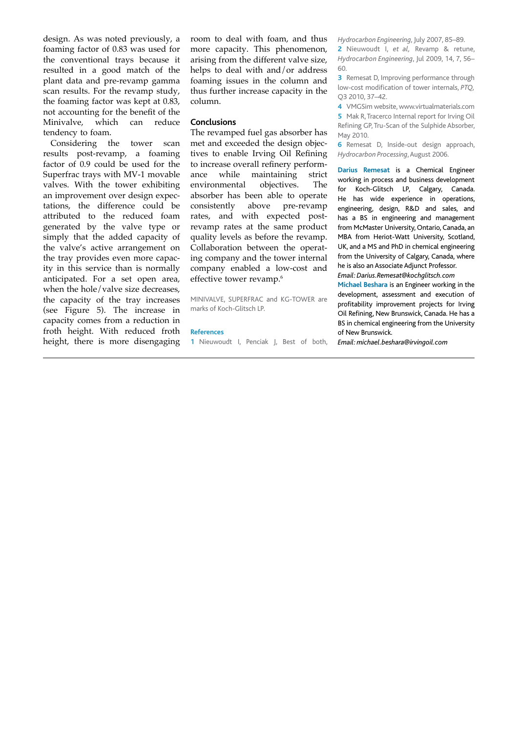design. As was noted previously, a foaming factor of 0.83 was used for the conventional trays because it resulted in a good match of the plant data and pre-revamp gamma scan results. For the revamp study, the foaming factor was kept at 0.83, not accounting for the benefit of the Minivalve, which can reduce tendency to foam.

Considering the tower scan results post-revamp, a foaming factor of 0.9 could be used for the Superfrac trays with MV-1 movable valves. With the tower exhibiting an improvement over design expectations, the difference could be attributed to the reduced foam generated by the valve type or simply that the added capacity of the valve's active arrangement on the tray provides even more capacity in this service than is normally anticipated. For a set open area, when the hole/valve size decreases, the capacity of the tray increases (see Figure 5). The increase in capacity comes from a reduction in froth height. With reduced froth height, there is more disengaging room to deal with foam, and thus more capacity. This phenomenon, arising from the different valve size, helps to deal with and/or address foaming issues in the column and thus further increase capacity in the column.

## Conclusions

The revamped fuel gas absorber has met and exceeded the design objectives to enable Irving Oil Refining to increase overall refinery performance while maintaining strict environmental objectives. The absorber has been able to operate consistently above pre-revamp rates, and with expected post-revamp rates at the same product quality levels as before the revamp. Collaboration between the operating company and the tower internal company enabled a low-cost and effective tower revamp.[6]

MINIVALVE, SUPERFRAC and KG-TOWER are marks of Koch-Glitsch LP.

## References

1 Nieuwoudt I, Penciak J, Best of both, *Hydrocarbon Engineering*, July 2007, 85–89.

2 Nieuwoudt I, *et al*, Revamp & retune, *Hydrocarbon Engineering*, Jul 2009, 14, 7, 56–60.

3 Remesat D, Improving performance through low-cost modification of tower internals, *PTQ*, Q3 2010, 37–42.

4 VMGSim website, www.virtualmaterials.com

5 Mak R, Tracerco Internal report for Irving Oil Refining GP, Tru-Scan of the Sulphide Absorber, May 2010.

6 Remesat D, Inside-out design approach, *Hydrocarbon Processing*, August 2006.

**Darius Remesat** is a Chemical Engineer working in process and business development for Koch-Glitsch LP, Calgary, Canada. He has wide experience in operations, engineering, design, R&D and sales, and has a BS in engineering and management from McMaster University, Ontario, Canada, an MBA from Heriot-Watt University, Scotland, UK, and a MS and PhD in chemical engineering from the University of Calgary, Canada, where he is also an Associate Adjunct Professor.
*Email: Darius.Remesat@kochglitsch.com*

**Michael Beshara** is an Engineer working in the development, assessment and execution of profitability improvement projects for Irving Oil Refining, New Brunswick, Canada. He has a BS in chemical engineering from the University of New Brunswick.
*Email: michael.beshara@irvingoil.com*